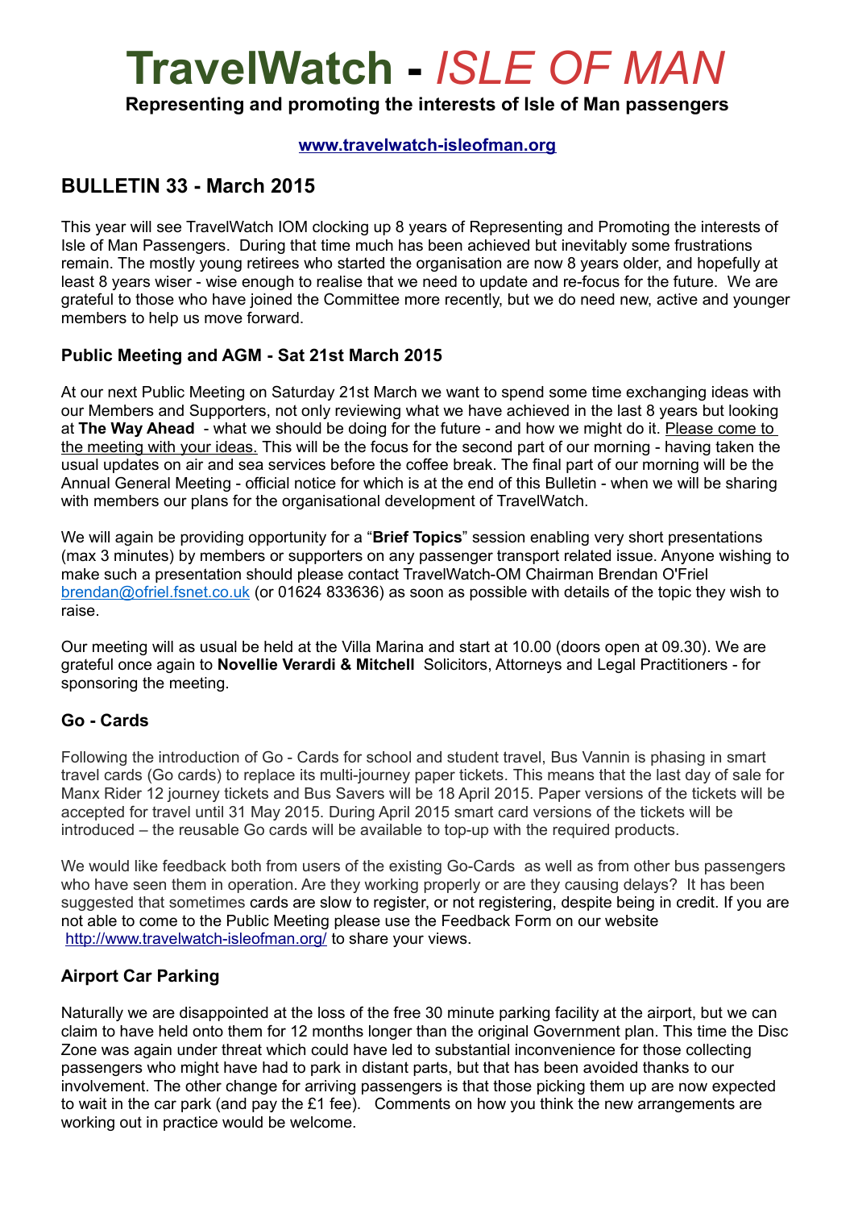# TravelWatch - *ISLE OF MAN*

**Representing and promoting the interests of Isle of Man passengers**

**[www.travelwatch-isleofman.org](http://www.travelwatch-isleofman.org)**

## BULLETIN 33 - March 2015

This year will see TravelWatch IOM clocking up 8 years of Representing and Promoting the interests of Isle of Man Passengers. During that time much has been achieved but inevitably some frustrations remain. The mostly young retirees who started the organisation are now 8 years older, and hopefully at least 8 years wiser - wise enough to realise that we need to update and re-focus for the future. We are grateful to those who have joined the Committee more recently, but we do need new, active and younger members to help us move forward.

### Public Meeting and AGM - Sat 21st March 2015

At our next Public Meeting on Saturday 21st March we want to spend some time exchanging ideas with our Members and Supporters, not only reviewing what we have achieved in the last 8 years but looking at **The Way Ahead** - what we should be doing for the future - and how we might do it. Please come to the meeting with your ideas. This will be the focus for the second part of our morning - having taken the usual updates on air and sea services before the coffee break. The final part of our morning will be the Annual General Meeting - official notice for which is at the end of this Bulletin - when we will be sharing with members our plans for the organisational development of TravelWatch.

We will again be providing opportunity for a "**Brief Topics**" session enabling very short presentations (max 3 minutes) by members or supporters on any passenger transport related issue. Anyone wishing to make such a presentation should please contact TravelWatch-OM Chairman Brendan O'Friel [brendan@ofriel.fsnet.co.uk](mailto:brendan@ofriel.fsnet.co.uk) (or 01624 833636) as soon as possible with details of the topic they wish to raise.

Our meeting will as usual be held at the Villa Marina and start at 10.00 (doors open at 09.30). We are grateful once again to **Novellie Verardi & Mitchell** Solicitors, Attorneys and Legal Practitioners - for sponsoring the meeting.

### Go - Cards

Following the introduction of Go - Cards for school and student travel, Bus Vannin is phasing in smart travel cards (Go cards) to replace its multi-journey paper tickets. This means that the last day of sale for Manx Rider 12 journey tickets and Bus Savers will be 18 April 2015. Paper versions of the tickets will be accepted for travel until 31 May 2015. During April 2015 smart card versions of the tickets will be introduced – the reusable Go cards will be available to top-up with the required products.

We would like feedback both from users of the existing Go-Cards as well as from other bus passengers who have seen them in operation. Are they working properly or are they causing delays? It has been suggested that sometimes cards are slow to register, or not registering, despite being in credit. If you are not able to come to the Public Meeting please use the Feedback Form on our website [http://www.travelwatch-isleofman.org/](http://www.travelwatch-isleofman.org/) to share your views.

### Airport Car Parking

Naturally we are disappointed at the loss of the free 30 minute parking facility at the airport, but we can claim to have held onto them for 12 months longer than the original Government plan. This time the Disc Zone was again under threat which could have led to substantial inconvenience for those collecting passengers who might have had to park in distant parts, but that has been avoided thanks to our involvement. The other change for arriving passengers is that those picking them up are now expected to wait in the car park (and pay the £1 fee). Comments on how you think the new arrangements are working out in practice would be welcome.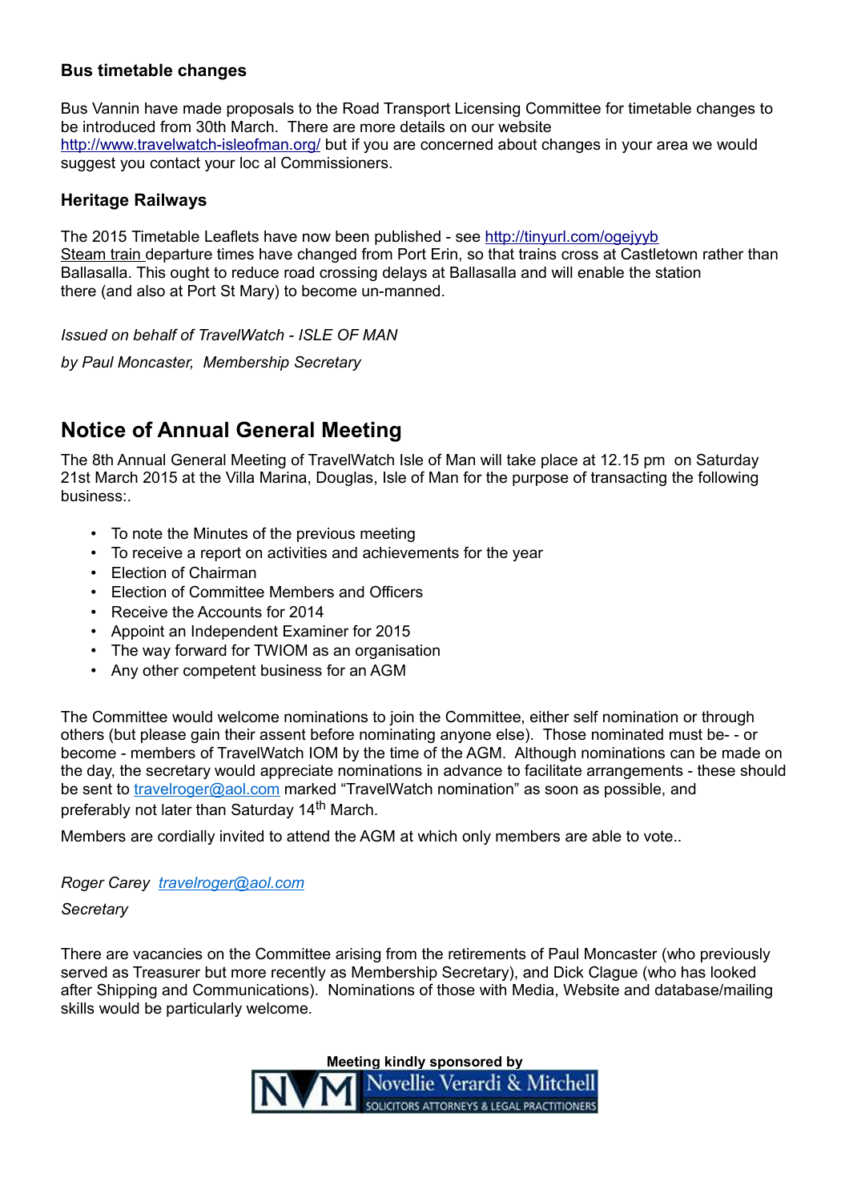### Bus timetable changes

Bus Vannin have made proposals to the Road Transport Licensing Committee for timetable changes to be introduced from 30th March. There are more details on our website http://www.travelwatch-isleofman.org/ but if you are concerned about changes in your area we would suggest you contact your loc al Commissioners.

### Heritage Railways

The 2015 Timetable Leaflets have now been published - see http://tinyurl.com/ogejyyb
Steam train departure times have changed from Port Erin, so that trains cross at Castletown rather than Ballasalla. This ought to reduce road crossing delays at Ballasalla and will enable the station there (and also at Port St Mary) to become un-manned.

*Issued on behalf of TravelWatch - ISLE OF MAN*

*by Paul Moncaster, Membership Secretary*

## Notice of Annual General Meeting

The 8th Annual General Meeting of TravelWatch Isle of Man will take place at 12.15 pm on Saturday 21st March 2015 at the Villa Marina, Douglas, Isle of Man for the purpose of transacting the following business:.

- To note the Minutes of the previous meeting
- To receive a report on activities and achievements for the year
- Election of Chairman
- Election of Committee Members and Officers
- Receive the Accounts for 2014
- Appoint an Independent Examiner for 2015
- The way forward for TWIOM as an organisation
- Any other competent business for an AGM

The Committee would welcome nominations to join the Committee, either self nomination or through others (but please gain their assent before nominating anyone else). Those nominated must be- - or become - members of TravelWatch IOM by the time of the AGM. Although nominations can be made on the day, the secretary would appreciate nominations in advance to facilitate arrangements - these should be sent to travelroger@aol.com marked "TravelWatch nomination" as soon as possible, and preferably not later than Saturday 14th March.

Members are cordially invited to attend the AGM at which only members are able to vote..

*Roger Carey travelroger@aol.com*

*Secretary*

There are vacancies on the Committee arising from the retirements of Paul Moncaster (who previously served as Treasurer but more recently as Membership Secretary), and Dick Clague (who has looked after Shipping and Communications). Nominations of those with Media, Website and database/mailing skills would be particularly welcome.

**Meeting kindly sponsored by**

NVM Novellie Verardi & Mitchell
SOLICITORS ATTORNEYS & LEGAL PRACTITIONERS